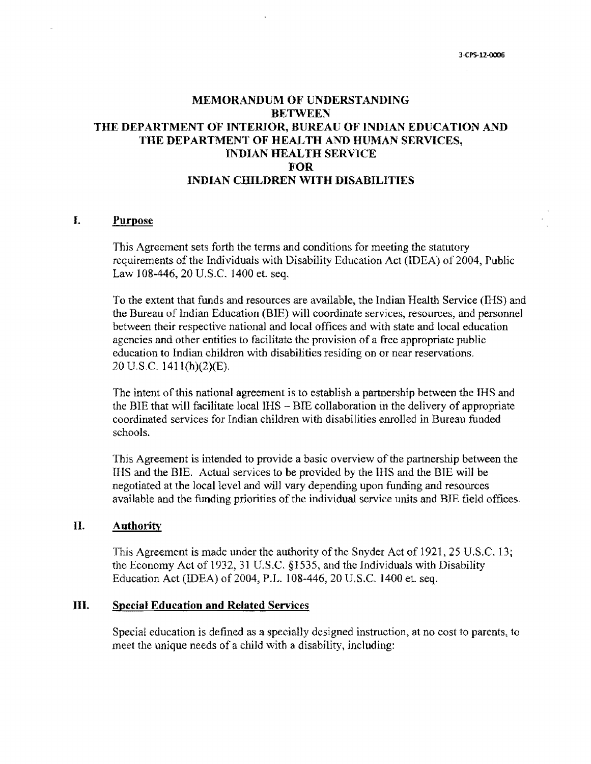3-CPS-12-0006

# MEMORANDUM OF UNDERSTANDING BETWEEN THE DEPARTMENT OF INTERIOR, BUREAU OF INDIAN EDUCATION AND THE DEPARTMENT OF HEALTH AND HUMAN SERVICES, INDIAN HEALTH SERVICE FOR INDIAN CHILDREN WITH DISABILITIES

## I. Purpose

This Agreement sets forth the terms and conditions for meeting the statutory requirements of the Individuals with Disability Education Act (IDEA) of 2004, Public Law 108-446, 20 U.S.C. 1400 et. seq.

To the extent that funds and resources are available, the Indian Health Service (IHS) and the Bureau of Indian Education (BIE) will coordinate services, resources, and personnel between their respective national and local offices and with state and local education agencies and other entities to facilitate the provision of a free appropriate public education to Indian children with disabilities residing on or near reservations. 20 U.S.C. 1411(h)(2)(E).

The intent of this national agreement is to establish a partnership between the IHS and the BIE that will facilitate local IHS – BIE collaboration in the delivery of appropriate coordinated services for Indian children with disabilities enrolled in Bureau funded schools.

This Agreement is intended to provide a basic overview of the partnership between the IHS and the BIE. Actual services to be provided by the IHS and the BIE will be negotiated at the local level and will vary depending upon funding and resources available and the funding priorities of the individual service units and BIE field offices.

## II. Authority

This Agreement is made under the authority of the Snyder Act of 1921, 25 U.S.C. 13; the Economy Act of 1932, 31 U.S.C. §1535, and the Individuals with Disability Education Act (IDEA) of 2004, P.L. 108-446, 20 U.S.C. 1400 et. seq.

## III. Special Education and Related Services

Special education is defined as a specially designed instruction, at no cost to parents, to meet the unique needs of a child with a disability, including: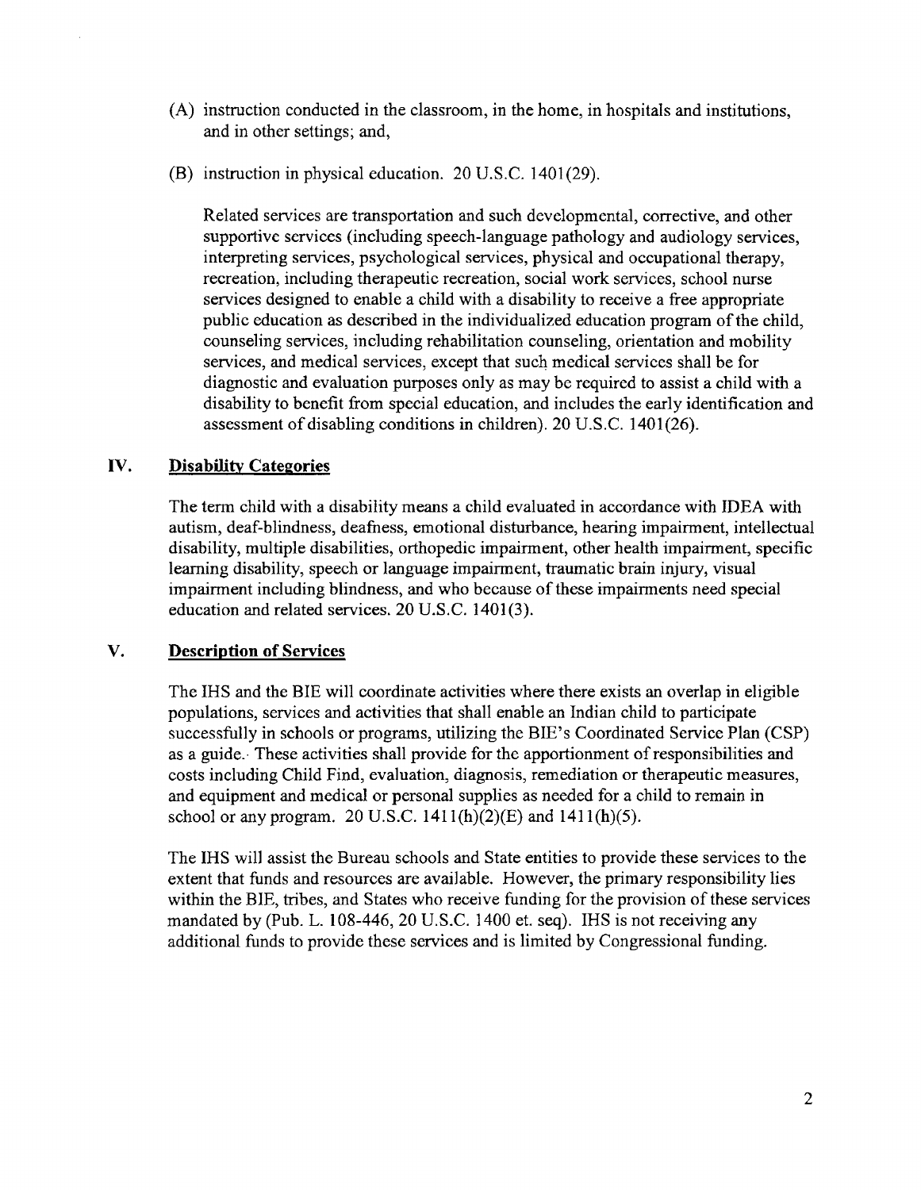(A) instruction conducted in the classroom, in the home, in hospitals and institutions, and in other settings; and,

(B) instruction in physical education. 20 U.S.C. 1401(29).

Related services are transportation and such developmental, corrective, and other supportive services (including speech-language pathology and audiology services, interpreting services, psychological services, physical and occupational therapy, recreation, including therapeutic recreation, social work services, school nurse services designed to enable a child with a disability to receive a free appropriate public education as described in the individualized education program of the child, counseling services, including rehabilitation counseling, orientation and mobility services, and medical services, except that such medical services shall be for diagnostic and evaluation purposes only as may be required to assist a child with a disability to benefit from special education, and includes the early identification and assessment of disabling conditions in children). 20 U.S.C. 1401(26).

## IV. Disability Categories

The term child with a disability means a child evaluated in accordance with IDEA with autism, deaf-blindness, deafness, emotional disturbance, hearing impairment, intellectual disability, multiple disabilities, orthopedic impairment, other health impairment, specific learning disability, speech or language impairment, traumatic brain injury, visual impairment including blindness, and who because of these impairments need special education and related services. 20 U.S.C. 1401(3).

## V. Description of Services

The IHS and the BIE will coordinate activities where there exists an overlap in eligible populations, services and activities that shall enable an Indian child to participate successfully in schools or programs, utilizing the BIE's Coordinated Service Plan (CSP) as a guide. These activities shall provide for the apportionment of responsibilities and costs including Child Find, evaluation, diagnosis, remediation or therapeutic measures, and equipment and medical or personal supplies as needed for a child to remain in school or any program. 20 U.S.C. 1411(h)(2)(E) and 1411(h)(5).

The IHS will assist the Bureau schools and State entities to provide these services to the extent that funds and resources are available. However, the primary responsibility lies within the BIE, tribes, and States who receive funding for the provision of these services mandated by (Pub. L. 108-446, 20 U.S.C. 1400 et. seq). IHS is not receiving any additional funds to provide these services and is limited by Congressional funding.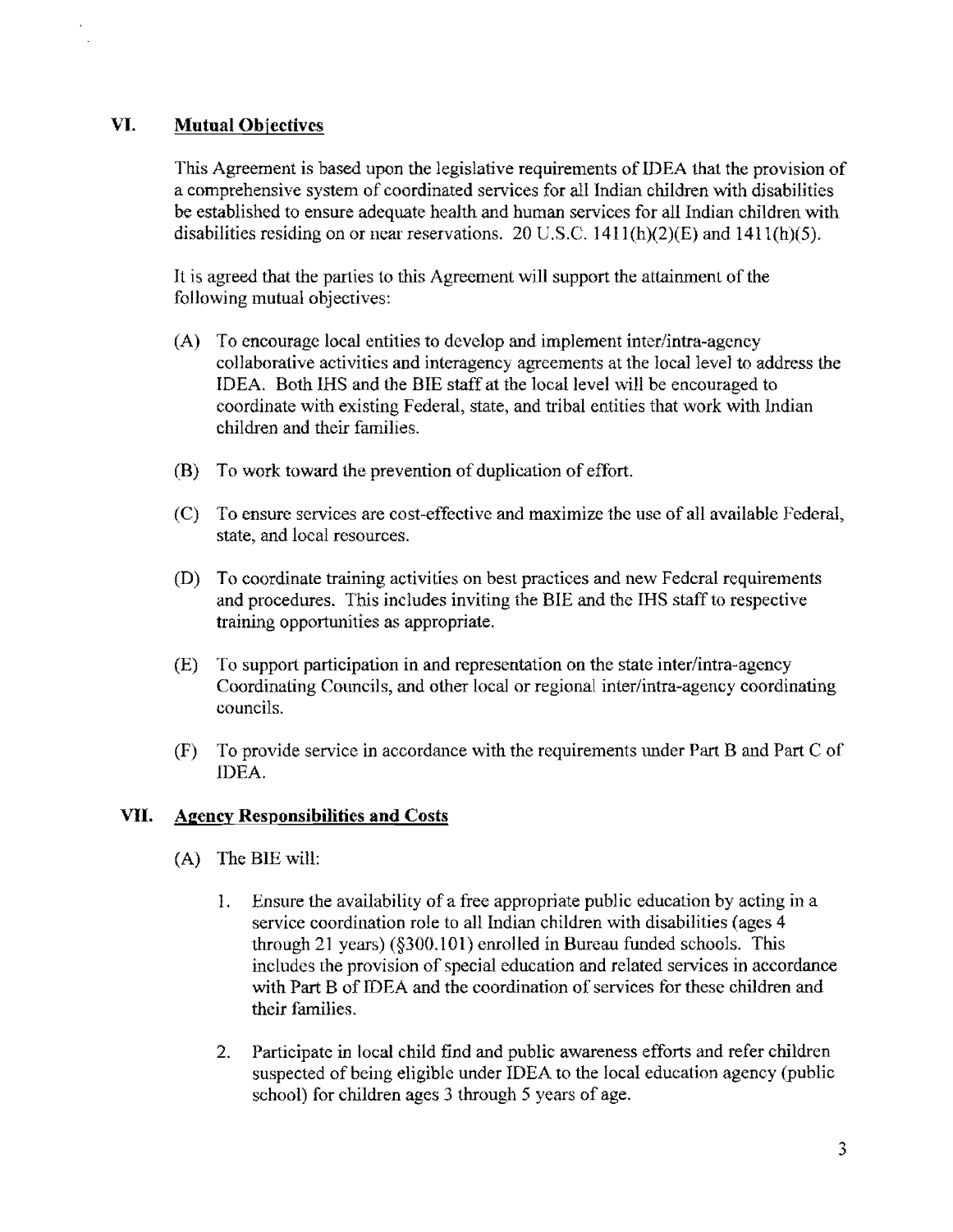## VI. Mutual Objectives

This Agreement is based upon the legislative requirements of IDEA that the provision of a comprehensive system of coordinated services for all Indian children with disabilities be established to ensure adequate health and human services for all Indian children with disabilities residing on or near reservations. 20 U.S.C. 1411(h)(2)(E) and 1411(h)(5).

It is agreed that the parties to this Agreement will support the attainment of the following mutual objectives:

(A) To encourage local entities to develop and implement inter/intra-agency collaborative activities and interagency agreements at the local level to address the IDEA. Both IHS and the BIE staff at the local level will be encouraged to coordinate with existing Federal, state, and tribal entities that work with Indian children and their families.

(B) To work toward the prevention of duplication of effort.

(C) To ensure services are cost-effective and maximize the use of all available Federal, state, and local resources.

(D) To coordinate training activities on best practices and new Federal requirements and procedures. This includes inviting the BIE and the IHS staff to respective training opportunities as appropriate.

(E) To support participation in and representation on the state inter/intra-agency Coordinating Councils, and other local or regional inter/intra-agency coordinating councils.

(F) To provide service in accordance with the requirements under Part B and Part C of IDEA.

## VII. Agency Responsibilities and Costs

(A) The BIE will:

1. Ensure the availability of a free appropriate public education by acting in a service coordination role to all Indian children with disabilities (ages 4 through 21 years) (§300.101) enrolled in Bureau funded schools. This includes the provision of special education and related services in accordance with Part B of IDEA and the coordination of services for these children and their families.

2. Participate in local child find and public awareness efforts and refer children suspected of being eligible under IDEA to the local education agency (public school) for children ages 3 through 5 years of age.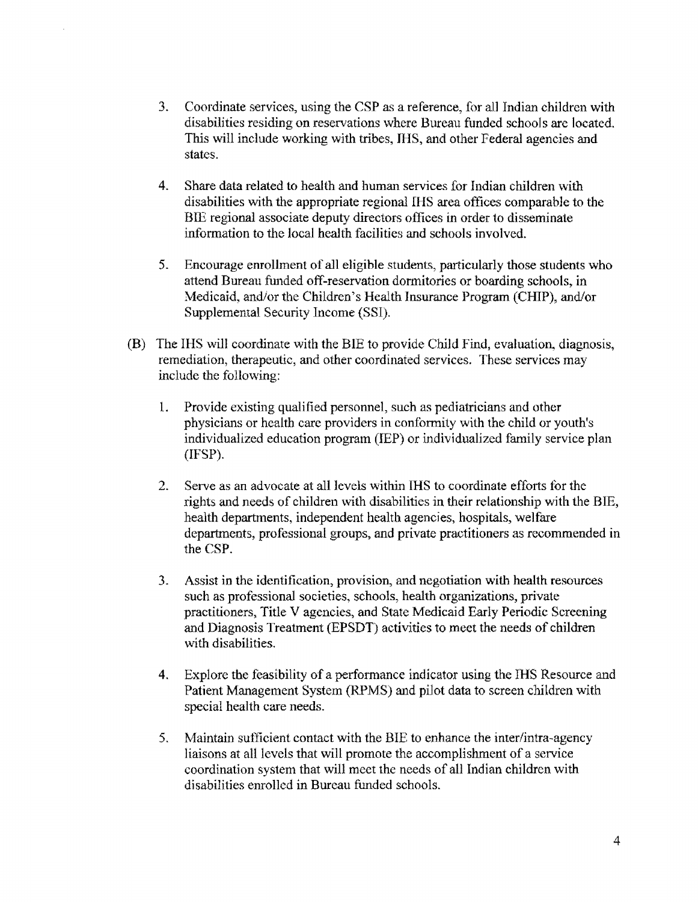3. Coordinate services, using the CSP as a reference, for all Indian children with disabilities residing on reservations where Bureau funded schools are located. This will include working with tribes, IHS, and other Federal agencies and states.

4. Share data related to health and human services for Indian children with disabilities with the appropriate regional IHS area offices comparable to the BIE regional associate deputy directors offices in order to disseminate information to the local health facilities and schools involved.

5. Encourage enrollment of all eligible students, particularly those students who attend Bureau funded off-reservation dormitories or boarding schools, in Medicaid, and/or the Children's Health Insurance Program (CHIP), and/or Supplemental Security Income (SSI).

(B) The IHS will coordinate with the BIE to provide Child Find, evaluation, diagnosis, remediation, therapeutic, and other coordinated services. These services may include the following:

1. Provide existing qualified personnel, such as pediatricians and other physicians or health care providers in conformity with the child or youth's individualized education program (IEP) or individualized family service plan (IFSP).

2. Serve as an advocate at all levels within IHS to coordinate efforts for the rights and needs of children with disabilities in their relationship with the BIE, health departments, independent health agencies, hospitals, welfare departments, professional groups, and private practitioners as recommended in the CSP.

3. Assist in the identification, provision, and negotiation with health resources such as professional societies, schools, health organizations, private practitioners, Title V agencies, and State Medicaid Early Periodic Screening and Diagnosis Treatment (EPSDT) activities to meet the needs of children with disabilities.

4. Explore the feasibility of a performance indicator using the IHS Resource and Patient Management System (RPMS) and pilot data to screen children with special health care needs.

5. Maintain sufficient contact with the BIE to enhance the inter/intra-agency liaisons at all levels that will promote the accomplishment of a service coordination system that will meet the needs of all Indian children with disabilities enrolled in Bureau funded schools.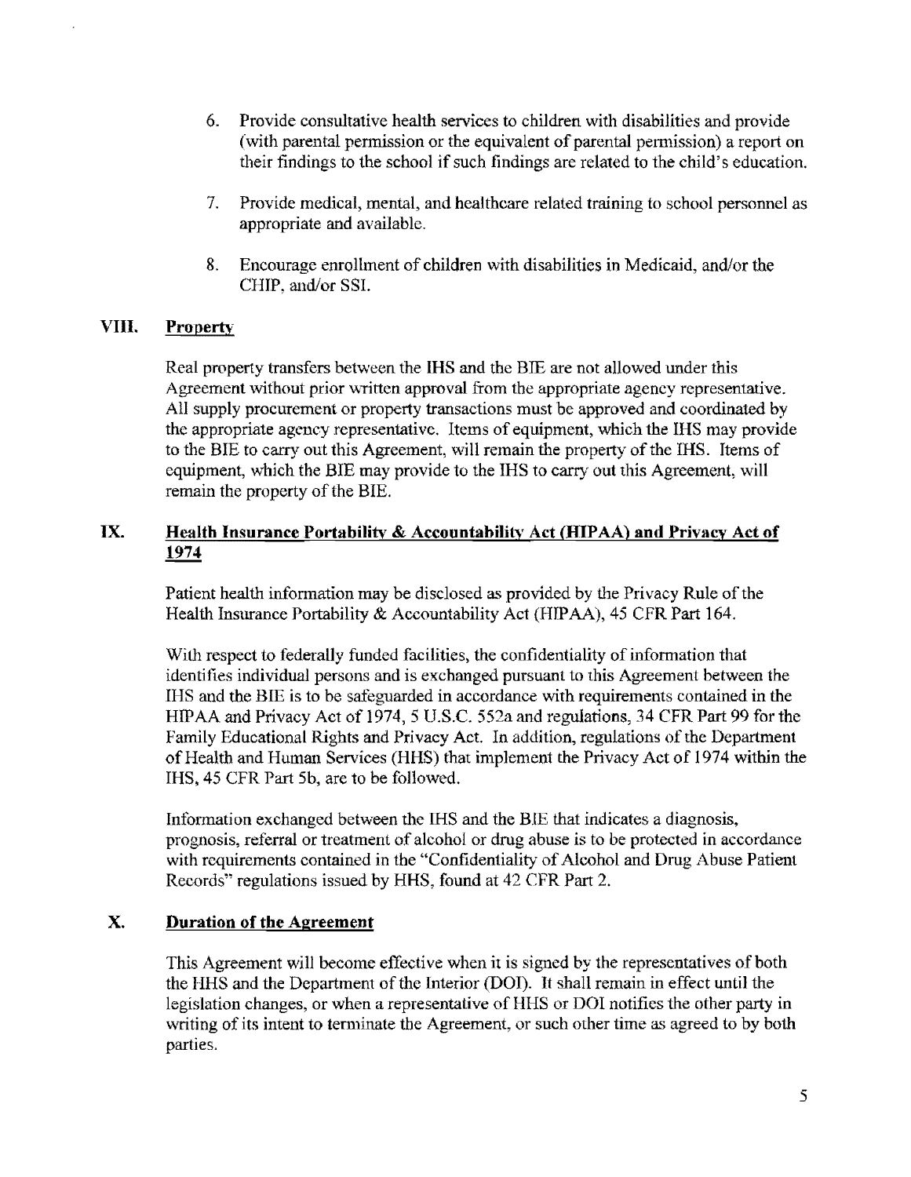6. Provide consultative health services to children with disabilities and provide (with parental permission or the equivalent of parental permission) a report on their findings to the school if such findings are related to the child's education.

7. Provide medical, mental, and healthcare related training to school personnel as appropriate and available.

8. Encourage enrollment of children with disabilities in Medicaid, and/or the CHIP, and/or SSI.

## VIII. Property

Real property transfers between the IHS and the BIE are not allowed under this Agreement without prior written approval from the appropriate agency representative. All supply procurement or property transactions must be approved and coordinated by the appropriate agency representative. Items of equipment, which the IHS may provide to the BIE to carry out this Agreement, will remain the property of the IHS. Items of equipment, which the BIE may provide to the IHS to carry out this Agreement, will remain the property of the BIE.

## IX. Health Insurance Portability & Accountability Act (HIPAA) and Privacy Act of 1974

Patient health information may be disclosed as provided by the Privacy Rule of the Health Insurance Portability & Accountability Act (HIPAA), 45 CFR Part 164.

With respect to federally funded facilities, the confidentiality of information that identifies individual persons and is exchanged pursuant to this Agreement between the IHS and the BIE is to be safeguarded in accordance with requirements contained in the HIPAA and Privacy Act of 1974, 5 U.S.C. 552a and regulations, 34 CFR Part 99 for the Family Educational Rights and Privacy Act. In addition, regulations of the Department of Health and Human Services (HHS) that implement the Privacy Act of 1974 within the IHS, 45 CFR Part 5b, are to be followed.

Information exchanged between the IHS and the BIE that indicates a diagnosis, prognosis, referral or treatment of alcohol or drug abuse is to be protected in accordance with requirements contained in the "Confidentiality of Alcohol and Drug Abuse Patient Records" regulations issued by HHS, found at 42 CFR Part 2.

## X. Duration of the Agreement

This Agreement will become effective when it is signed by the representatives of both the HHS and the Department of the Interior (DOI). It shall remain in effect until the legislation changes, or when a representative of HHS or DOI notifies the other party in writing of its intent to terminate the Agreement, or such other time as agreed to by both parties.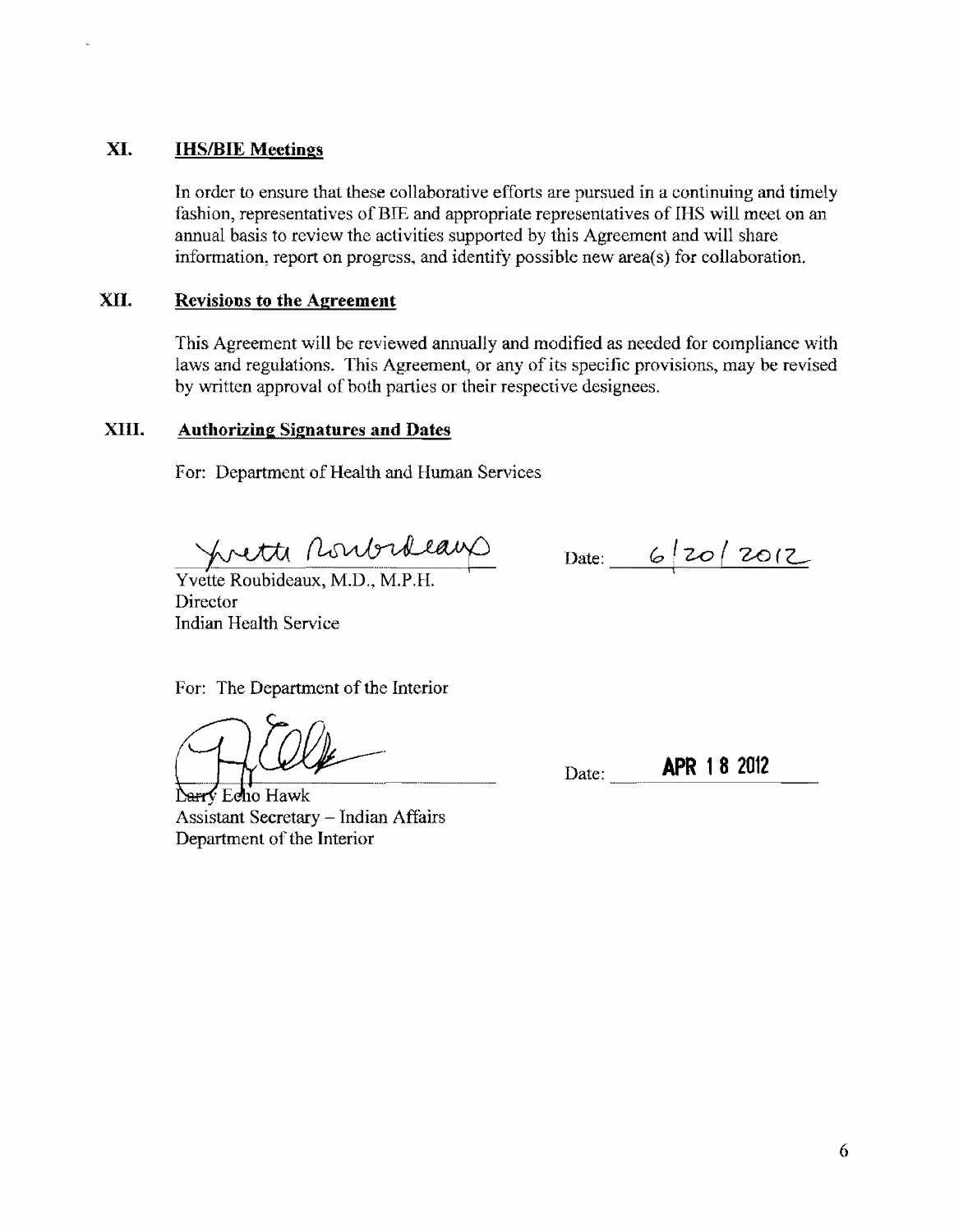## XI. IHS/BIE Meetings

In order to ensure that these collaborative efforts are pursued in a continuing and timely fashion, representatives of BIE and appropriate representatives of IHS will meet on an annual basis to review the activities supported by this Agreement and will share information, report on progress, and identify possible new area(s) for collaboration.

## XII. Revisions to the Agreement

This Agreement will be reviewed annually and modified as needed for compliance with laws and regulations. This Agreement, or any of its specific provisions, may be revised by written approval of both parties or their respective designees.

## XIII. Authorizing Signatures and Dates

For: Department of Health and Human Services

Yvette Roubideaux, M.D., M.P.H.
Director
Indian Health Service

Date: 6/20/2012

For: The Department of the Interior

Larry Echo Hawk
Assistant Secretary – Indian Affairs
Department of the Interior

Date: APR 18 2012